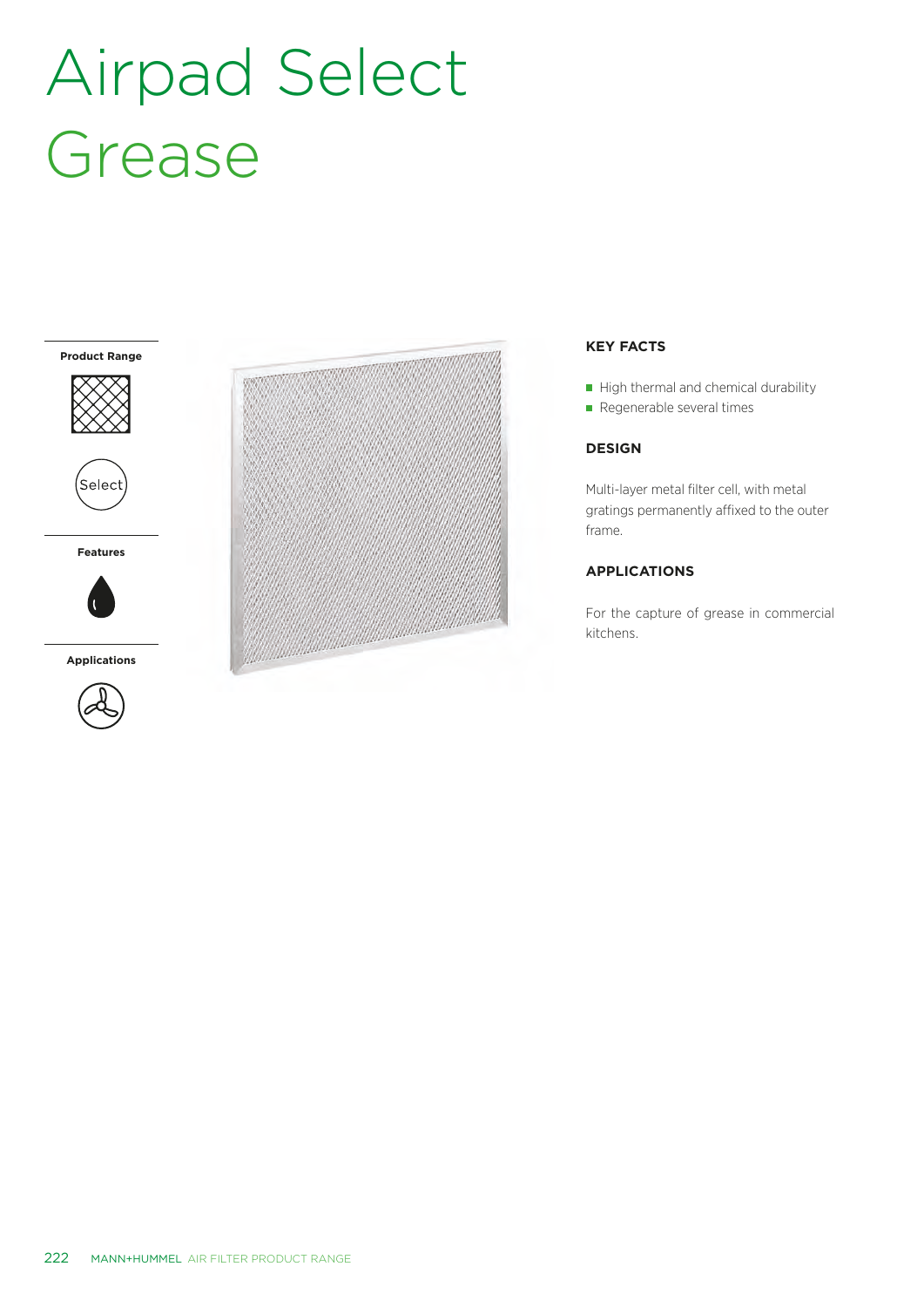# Airpad Select Grease

**Product Range**

Select

**Features**

**Applications**

### KEY FACTS

- High thermal and chemical durability
- Regenerable several times

### DESIGN

Multi-layer metal filter cell, with metal gratings permanently affixed to the outer frame.

### APPLICATIONS

For the capture of grease in commercial kitchens.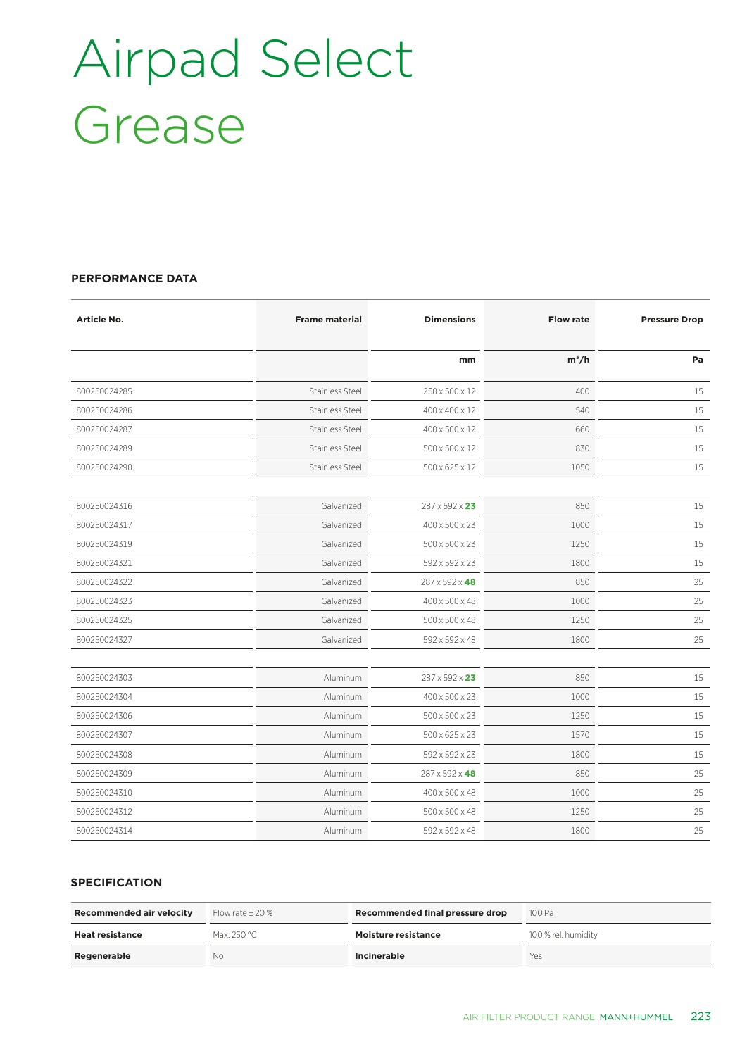# Airpad Select Grease

### PERFORMANCE DATA

| Article No. | Frame material | Dimensions | Flow rate | Pressure Drop |
|---|---|---|---|---|
| | | mm | m³/h | Pa |
| 800250024285 | Stainless Steel | 250 x 500 x 12 | 400 | 15 |
| 800250024286 | Stainless Steel | 400 x 400 x 12 | 540 | 15 |
| 800250024287 | Stainless Steel | 400 x 500 x 12 | 660 | 15 |
| 800250024289 | Stainless Steel | 500 x 500 x 12 | 830 | 15 |
| 800250024290 | Stainless Steel | 500 x 625 x 12 | 1050 | 15 |
| | | | | |
| 800250024316 | Galvanized | 287 x 592 x **23** | 850 | 15 |
| 800250024317 | Galvanized | 400 x 500 x 23 | 1000 | 15 |
| 800250024319 | Galvanized | 500 x 500 x 23 | 1250 | 15 |
| 800250024321 | Galvanized | 592 x 592 x 23 | 1800 | 15 |
| 800250024322 | Galvanized | 287 x 592 x **48** | 850 | 25 |
| 800250024323 | Galvanized | 400 x 500 x 48 | 1000 | 25 |
| 800250024325 | Galvanized | 500 x 500 x 48 | 1250 | 25 |
| 800250024327 | Galvanized | 592 x 592 x 48 | 1800 | 25 |
| | | | | |
| 800250024303 | Aluminum | 287 x 592 x **23** | 850 | 15 |
| 800250024304 | Aluminum | 400 x 500 x 23 | 1000 | 15 |
| 800250024306 | Aluminum | 500 x 500 x 23 | 1250 | 15 |
| 800250024307 | Aluminum | 500 x 625 x 23 | 1570 | 15 |
| 800250024308 | Aluminum | 592 x 592 x 23 | 1800 | 15 |
| 800250024309 | Aluminum | 287 x 592 x **48** | 850 | 25 |
| 800250024310 | Aluminum | 400 x 500 x 48 | 1000 | 25 |
| 800250024312 | Aluminum | 500 x 500 x 48 | 1250 | 25 |
| 800250024314 | Aluminum | 592 x 592 x 48 | 1800 | 25 |

### SPECIFICATION

| | | | |
|---|---|---|---|
| **Recommended air velocity** | Flow rate ± 20 % | **Recommended final pressure drop** | 100 Pa |
| **Heat resistance** | Max. 250 °C | **Moisture resistance** | 100 % rel. humidity |
| **Regenerable** | No | **Incinerable** | Yes |